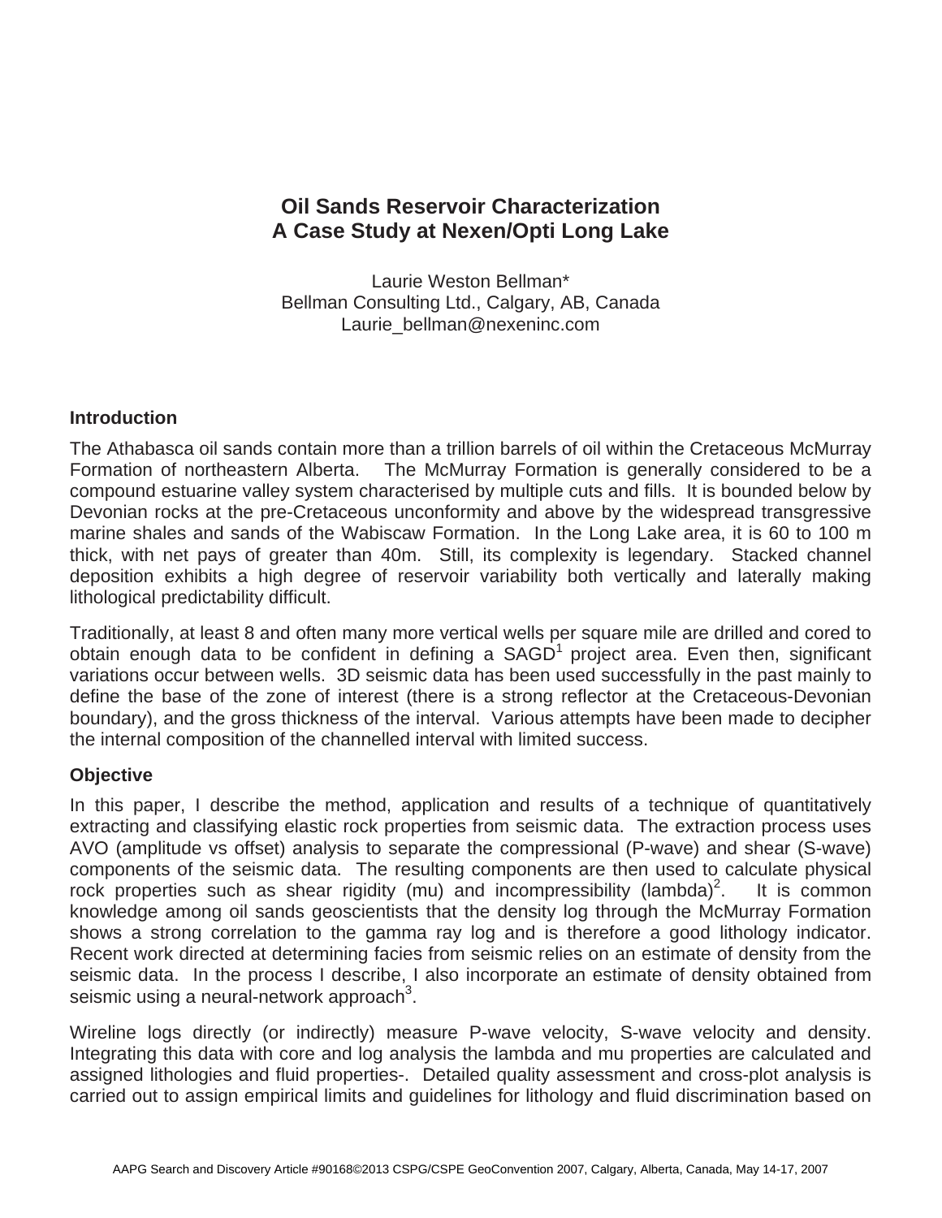# Oil Sands Reservoir Characterization
# A Case Study at Nexen/Opti Long Lake

Laurie Weston Bellman*
Bellman Consulting Ltd., Calgary, AB, Canada
Laurie_bellman@nexeninc.com

## Introduction

The Athabasca oil sands contain more than a trillion barrels of oil within the Cretaceous McMurray Formation of northeastern Alberta. The McMurray Formation is generally considered to be a compound estuarine valley system characterised by multiple cuts and fills. It is bounded below by Devonian rocks at the pre-Cretaceous unconformity and above by the widespread transgressive marine shales and sands of the Wabiscaw Formation. In the Long Lake area, it is 60 to 100 m thick, with net pays of greater than 40m. Still, its complexity is legendary. Stacked channel deposition exhibits a high degree of reservoir variability both vertically and laterally making lithological predictability difficult.

Traditionally, at least 8 and often many more vertical wells per square mile are drilled and cored to obtain enough data to be confident in defining a SAGD[1] project area. Even then, significant variations occur between wells. 3D seismic data has been used successfully in the past mainly to define the base of the zone of interest (there is a strong reflector at the Cretaceous-Devonian boundary), and the gross thickness of the interval. Various attempts have been made to decipher the internal composition of the channelled interval with limited success.

## Objective

In this paper, I describe the method, application and results of a technique of quantitatively extracting and classifying elastic rock properties from seismic data. The extraction process uses AVO (amplitude vs offset) analysis to separate the compressional (P-wave) and shear (S-wave) components of the seismic data. The resulting components are then used to calculate physical rock properties such as shear rigidity (mu) and incompressibility (lambda)[2]. It is common knowledge among oil sands geoscientists that the density log through the McMurray Formation shows a strong correlation to the gamma ray log and is therefore a good lithology indicator. Recent work directed at determining facies from seismic relies on an estimate of density from the seismic data. In the process I describe, I also incorporate an estimate of density obtained from seismic using a neural-network approach[3].

Wireline logs directly (or indirectly) measure P-wave velocity, S-wave velocity and density. Integrating this data with core and log analysis the lambda and mu properties are calculated and assigned lithologies and fluid properties-. Detailed quality assessment and cross-plot analysis is carried out to assign empirical limits and guidelines for lithology and fluid discrimination based on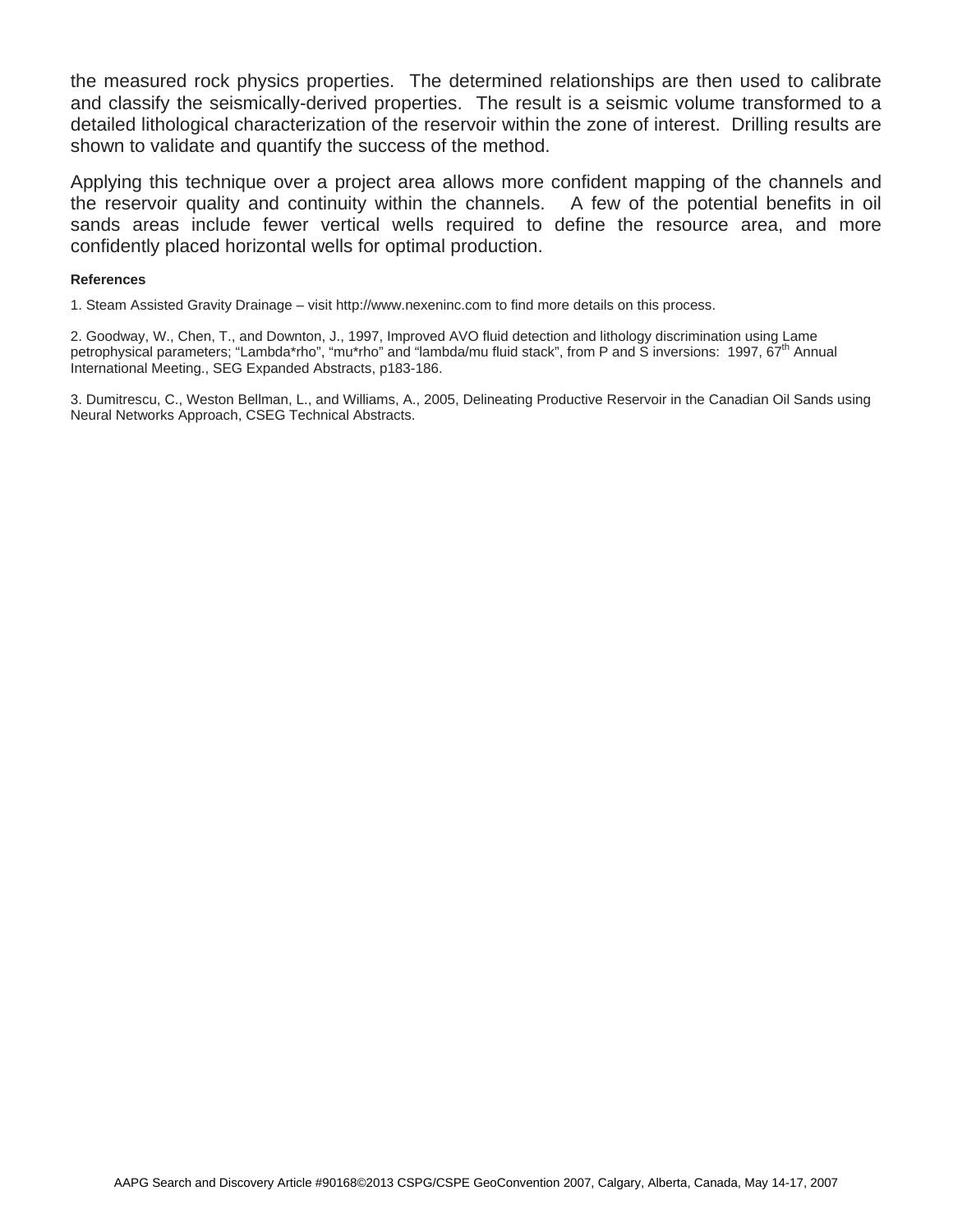the measured rock physics properties. The determined relationships are then used to calibrate and classify the seismically-derived properties. The result is a seismic volume transformed to a detailed lithological characterization of the reservoir within the zone of interest. Drilling results are shown to validate and quantify the success of the method.

Applying this technique over a project area allows more confident mapping of the channels and the reservoir quality and continuity within the channels. A few of the potential benefits in oil sands areas include fewer vertical wells required to define the resource area, and more confidently placed horizontal wells for optimal production.

**References**

1. Steam Assisted Gravity Drainage – visit http://www.nexeninc.com to find more details on this process.

2. Goodway, W., Chen, T., and Downton, J., 1997, Improved AVO fluid detection and lithology discrimination using Lame petrophysical parameters; "Lambda*rho", "mu*rho" and "lambda/mu fluid stack", from P and S inversions: 1997, 67th Annual International Meeting., SEG Expanded Abstracts, p183-186.

3. Dumitrescu, C., Weston Bellman, L., and Williams, A., 2005, Delineating Productive Reservoir in the Canadian Oil Sands using Neural Networks Approach, CSEG Technical Abstracts.